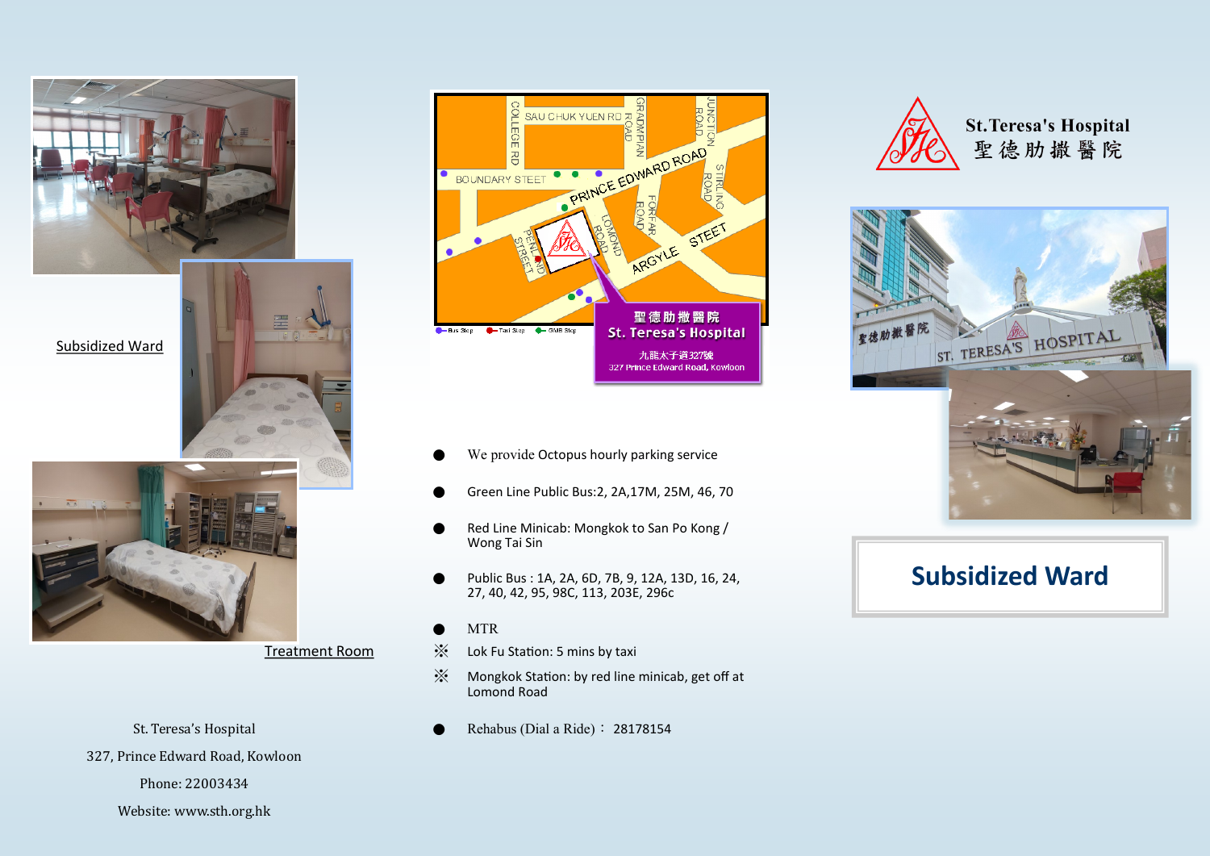Subsidized Ward

Treatment Room

St. Teresa's Hospital

327, Prince Edward Road, Kowloon

Phone: 22003434

Website: www.sth.org.hk

- We provide Octopus hourly parking service
- Green Line Public Bus:2, 2A,17M, 25M, 46, 70
- Red Line Minicab: Mongkok to San Po Kong / Wong Tai Sin
- Public Bus : 1A, 2A, 6D, 7B, 9, 12A, 13D, 16, 24, 27, 40, 42, 95, 98C, 113, 203E, 296c
- MTR

※ Lok Fu Station: 5 mins by taxi

※ Mongkok Station: by red line minicab, get off at Lomond Road

- Rehabus (Dial a Ride)： 28178154

St.Teresa's Hospital
聖德肋撒醫院

# Subsidized Ward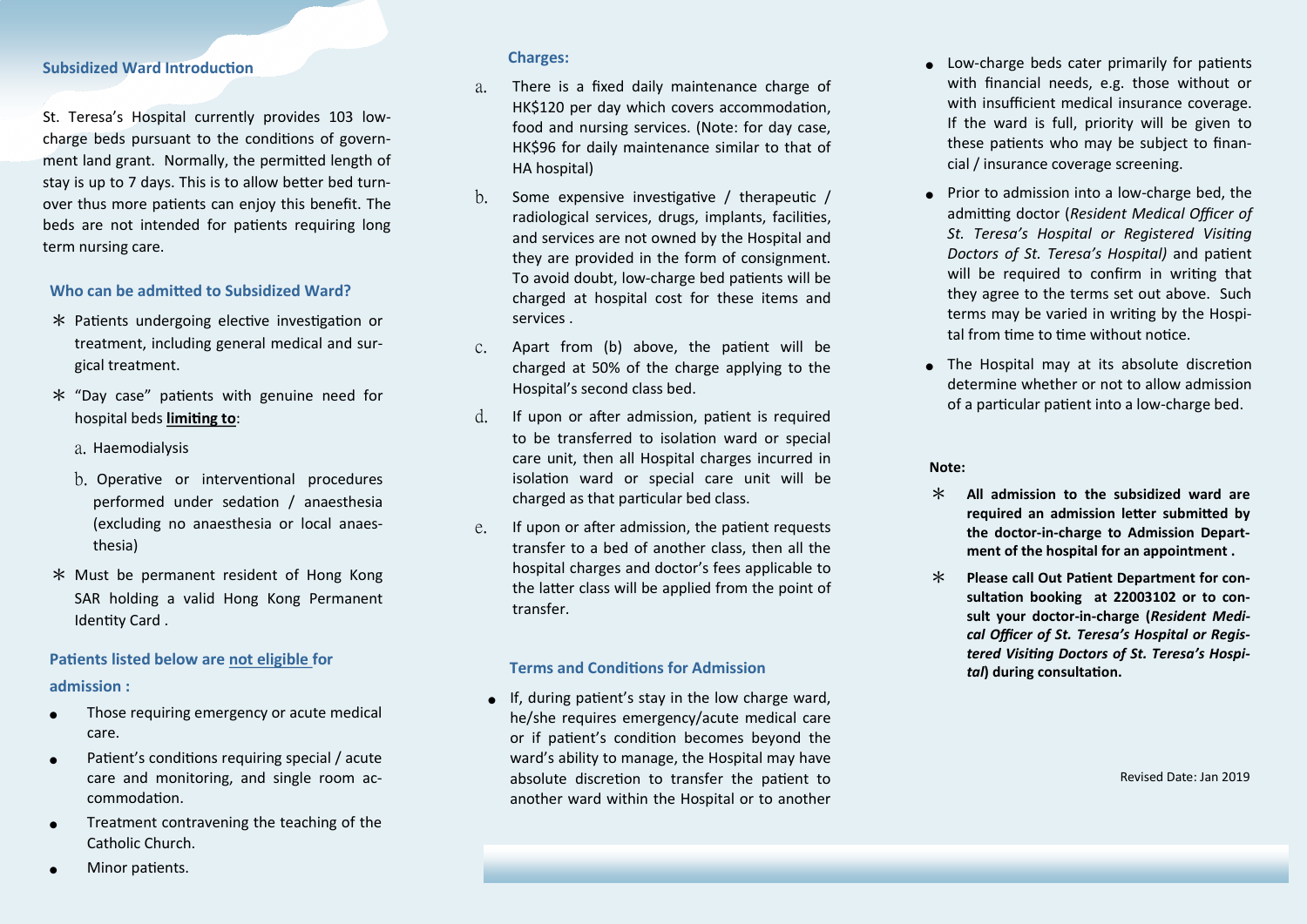## Subsidized Ward Introduction

St. Teresa's Hospital currently provides 103 low-charge beds pursuant to the conditions of government land grant. Normally, the permitted length of stay is up to 7 days. This is to allow better bed turnover thus more patients can enjoy this benefit. The beds are not intended for patients requiring long term nursing care.

### Who can be admitted to Subsidized Ward?

* Patients undergoing elective investigation or treatment, including general medical and surgical treatment.
* "Day case" patients with genuine need for hospital beds **limiting to**:
  a. Haemodialysis
  b. Operative or interventional procedures performed under sedation / anaesthesia (excluding no anaesthesia or local anaesthesia)
* Must be permanent resident of Hong Kong SAR holding a valid Hong Kong Permanent Identity Card .

### Patients listed below are not eligible for admission :

- Those requiring emergency or acute medical care.
- Patient's conditions requiring special / acute care and monitoring, and single room accommodation.
- Treatment contravening the teaching of the Catholic Church.
- Minor patients.

### Charges:

a. There is a fixed daily maintenance charge of HK$120 per day which covers accommodation, food and nursing services. (Note: for day case, HK$96 for daily maintenance similar to that of HA hospital)

b. Some expensive investigative / therapeutic / radiological services, drugs, implants, facilities, and services are not owned by the Hospital and they are provided in the form of consignment. To avoid doubt, low-charge bed patients will be charged at hospital cost for these items and services .

c. Apart from (b) above, the patient will be charged at 50% of the charge applying to the Hospital's second class bed.

d. If upon or after admission, patient is required to be transferred to isolation ward or special care unit, then all Hospital charges incurred in isolation ward or special care unit will be charged as that particular bed class.

e. If upon or after admission, the patient requests transfer to a bed of another class, then all the hospital charges and doctor's fees applicable to the latter class will be applied from the point of transfer.

### Terms and Conditions for Admission

- If, during patient's stay in the low charge ward, he/she requires emergency/acute medical care or if patient's condition becomes beyond the ward's ability to manage, the Hospital may have absolute discretion to transfer the patient to another ward within the Hospital or to another
- Low-charge beds cater primarily for patients with financial needs, e.g. those without or with insufficient medical insurance coverage. If the ward is full, priority will be given to these patients who may be subject to financial / insurance coverage screening.
- Prior to admission into a low-charge bed, the admitting doctor (*Resident Medical Officer of St. Teresa's Hospital or Registered Visiting Doctors of St. Teresa's Hospital)* and patient will be required to confirm in writing that they agree to the terms set out above. Such terms may be varied in writing by the Hospital from time to time without notice.
- The Hospital may at its absolute discretion determine whether or not to allow admission of a particular patient into a low-charge bed.

**Note:**

* **All admission to the subsidized ward are required an admission letter submitted by the doctor-in-charge to Admission Department of the hospital for an appointment .**
* **Please call Out Patient Department for consultation booking at 22003102 or to consult your doctor-in-charge (*Resident Medical Officer of St. Teresa's Hospital or Registered Visiting Doctors of St. Teresa's Hospital*) during consultation.**

Revised Date: Jan 2019